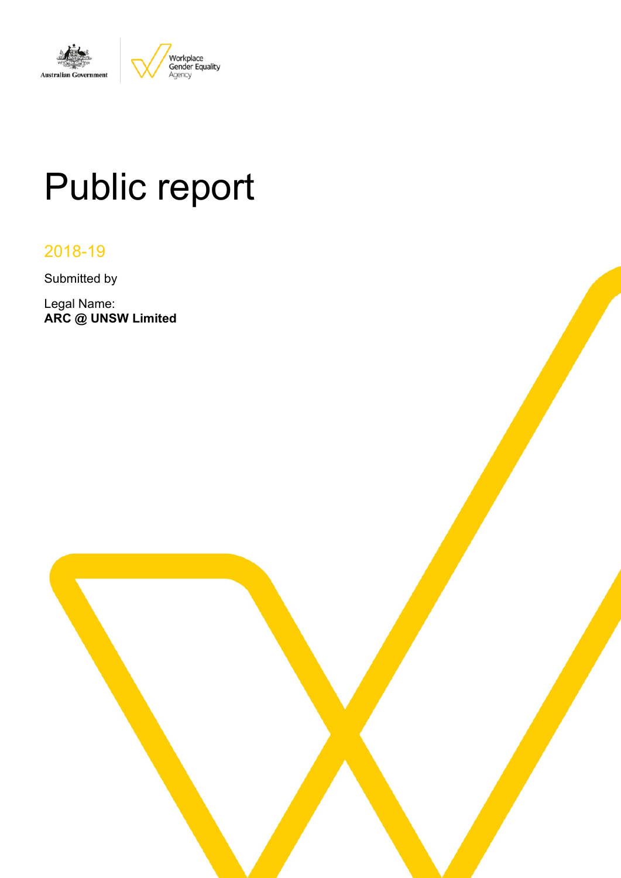Australian Government | Workplace Gender Equality Agency

# Public report

2018-19

Submitted by

Legal Name:
**ARC @ UNSW Limited**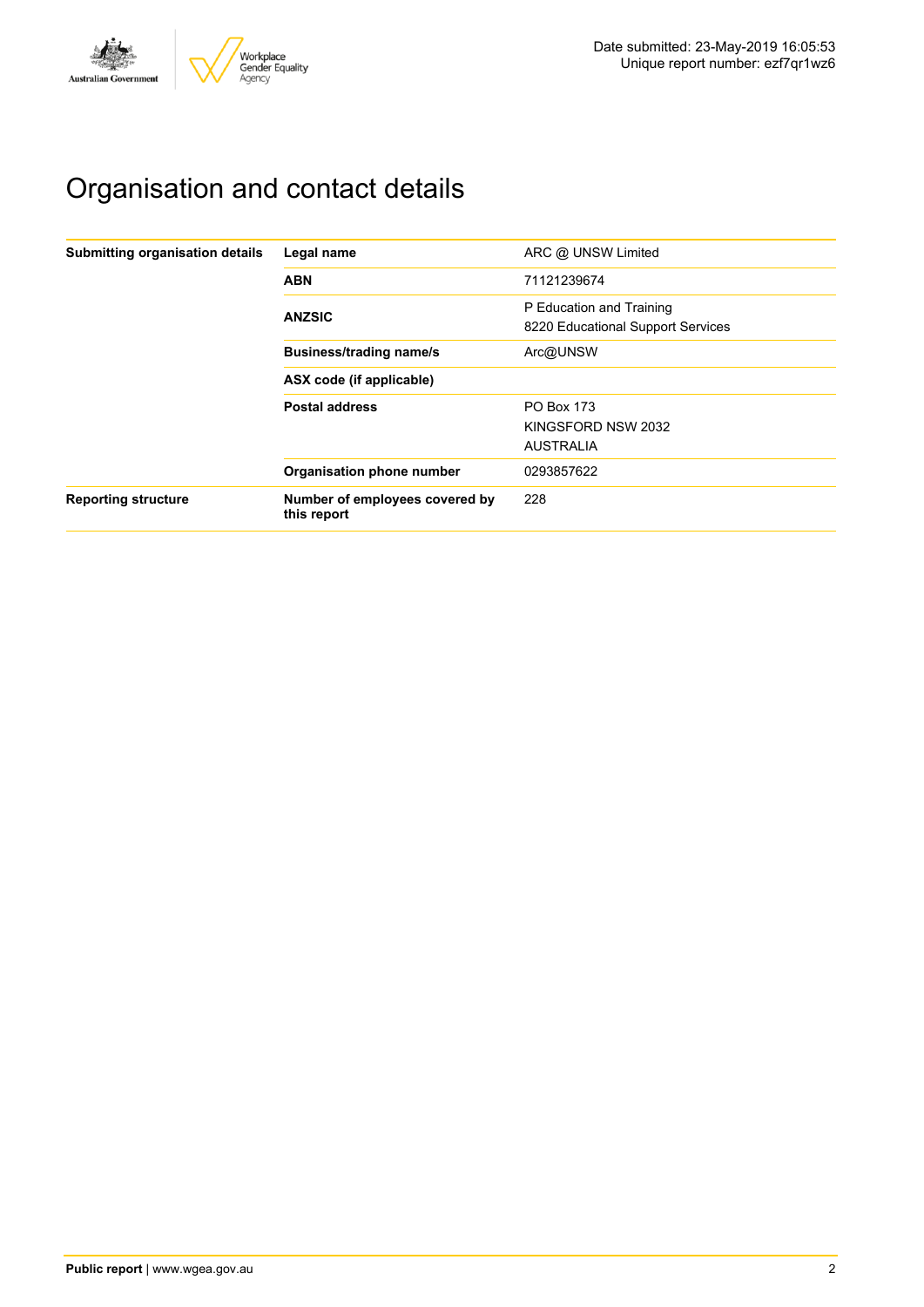Date submitted: 23-May-2019 16:05:53
Unique report number: ezf7qr1wz6

# Organisation and contact details

| | | |
|---|---|---|
| **Submitting organisation details** | **Legal name** | ARC @ UNSW Limited |
| | **ABN** | 71121239674 |
| | **ANZSIC** | P Education and Training<br>8220 Educational Support Services |
| | **Business/trading name/s** | Arc@UNSW |
| | **ASX code (if applicable)** | |
| | **Postal address** | PO Box 173<br>KINGSFORD NSW 2032<br>AUSTRALIA |
| | **Organisation phone number** | 0293857622 |
| **Reporting structure** | **Number of employees covered by this report** | 228 |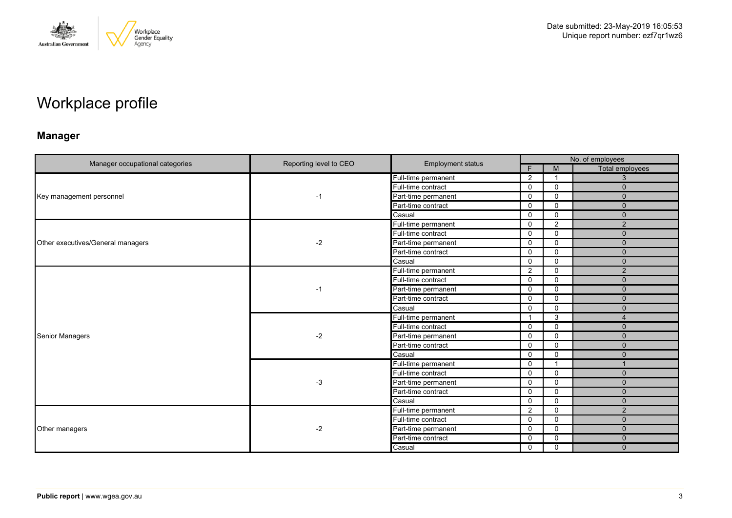Date submitted: 23-May-2019 16:05:53
Unique report number: ezf7qr1wz6

# Workplace profile

## Manager

| Manager occupational categories | Reporting level to CEO | Employment status | No. of employees | | |
|---|---|---|---|---|---|
| | | | F | M | Total employees |
| Key management personnel | -1 | Full-time permanent | 2 | 1 | 3 |
| | | Full-time contract | 0 | 0 | 0 |
| | | Part-time permanent | 0 | 0 | 0 |
| | | Part-time contract | 0 | 0 | 0 |
| | | Casual | 0 | 0 | 0 |
| Other executives/General managers | -2 | Full-time permanent | 0 | 2 | 2 |
| | | Full-time contract | 0 | 0 | 0 |
| | | Part-time permanent | 0 | 0 | 0 |
| | | Part-time contract | 0 | 0 | 0 |
| | | Casual | 0 | 0 | 0 |
| Senior Managers | -1 | Full-time permanent | 2 | 0 | 2 |
| | | Full-time contract | 0 | 0 | 0 |
| | | Part-time permanent | 0 | 0 | 0 |
| | | Part-time contract | 0 | 0 | 0 |
| | | Casual | 0 | 0 | 0 |
| | -2 | Full-time permanent | 1 | 3 | 4 |
| | | Full-time contract | 0 | 0 | 0 |
| | | Part-time permanent | 0 | 0 | 0 |
| | | Part-time contract | 0 | 0 | 0 |
| | | Casual | 0 | 0 | 0 |
| | -3 | Full-time permanent | 0 | 1 | 1 |
| | | Full-time contract | 0 | 0 | 0 |
| | | Part-time permanent | 0 | 0 | 0 |
| | | Part-time contract | 0 | 0 | 0 |
| | | Casual | 0 | 0 | 0 |
| Other managers | -2 | Full-time permanent | 2 | 0 | 2 |
| | | Full-time contract | 0 | 0 | 0 |
| | | Part-time permanent | 0 | 0 | 0 |
| | | Part-time contract | 0 | 0 | 0 |
| | | Casual | 0 | 0 | 0 |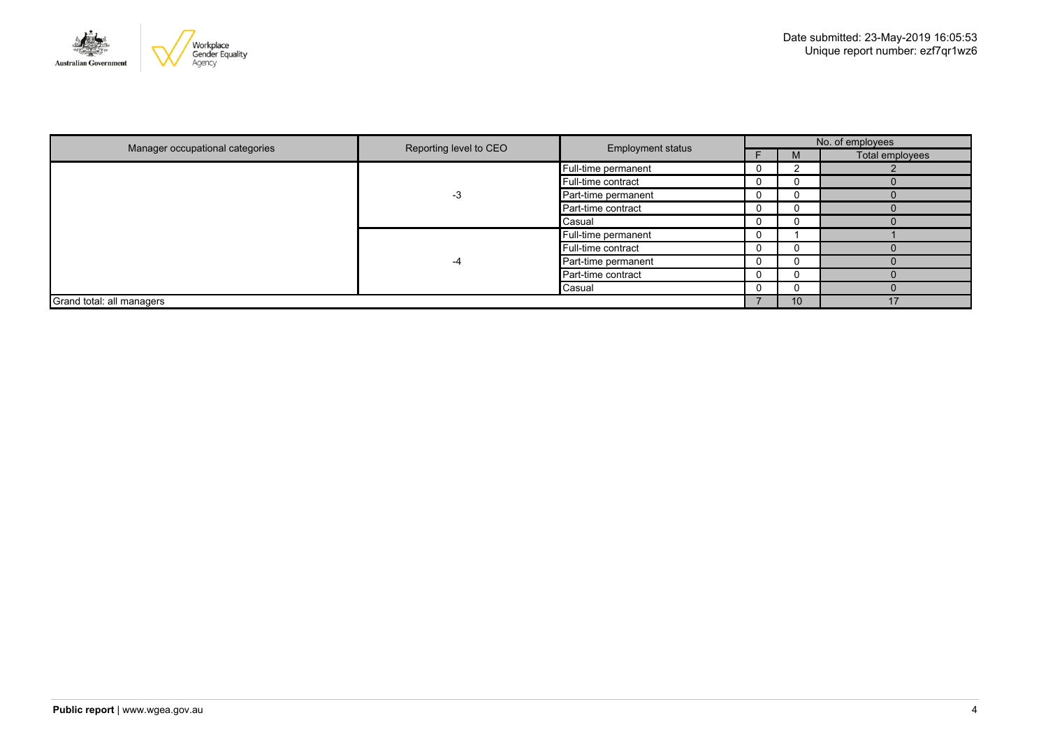Date submitted: 23-May-2019 16:05:53
Unique report number: ezf7qr1wz6

| Manager occupational categories | Reporting level to CEO | Employment status | No. of employees | | |
|---|---|---|---|---|---|
| | | | F | M | Total employees |
| | -3 | Full-time permanent | 0 | 2 | 2 |
| | | Full-time contract | 0 | 0 | 0 |
| | | Part-time permanent | 0 | 0 | 0 |
| | | Part-time contract | 0 | 0 | 0 |
| | | Casual | 0 | 0 | 0 |
| | -4 | Full-time permanent | 0 | 1 | 1 |
| | | Full-time contract | 0 | 0 | 0 |
| | | Part-time permanent | 0 | 0 | 0 |
| | | Part-time contract | 0 | 0 | 0 |
| | | Casual | 0 | 0 | 0 |
| Grand total: all managers | | | 7 | 10 | 17 |

**Public report** | www.wgea.gov.au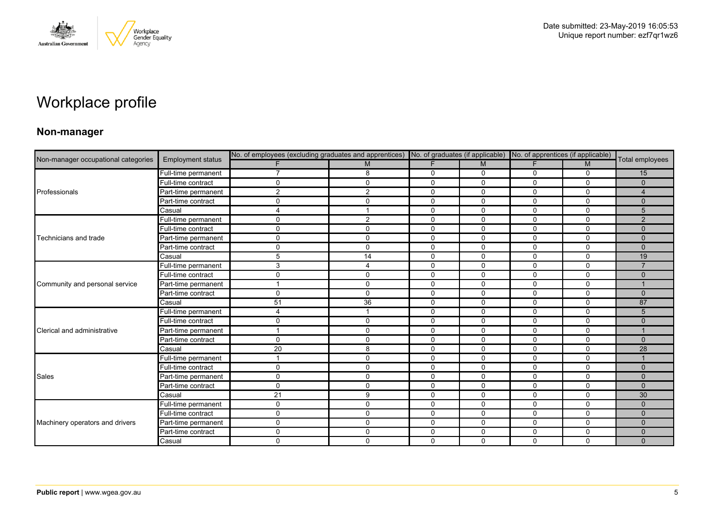# Workplace profile

## Non-manager

| Non-manager occupational categories | Employment status | No. of employees (excluding graduates and apprentices) | | No. of graduates (if applicable) | | No. of apprentices (if applicable) | | Total employees |
|---|---|---|---|---|---|---|---|---|
| | | F | M | F | M | F | M | |
| Professionals | Full-time permanent | 7 | 8 | 0 | 0 | 0 | 0 | 15 |
| | Full-time contract | 0 | 0 | 0 | 0 | 0 | 0 | 0 |
| | Part-time permanent | 2 | 2 | 0 | 0 | 0 | 0 | 4 |
| | Part-time contract | 0 | 0 | 0 | 0 | 0 | 0 | 0 |
| | Casual | 4 | 1 | 0 | 0 | 0 | 0 | 5 |
| Technicians and trade | Full-time permanent | 0 | 2 | 0 | 0 | 0 | 0 | 2 |
| | Full-time contract | 0 | 0 | 0 | 0 | 0 | 0 | 0 |
| | Part-time permanent | 0 | 0 | 0 | 0 | 0 | 0 | 0 |
| | Part-time contract | 0 | 0 | 0 | 0 | 0 | 0 | 0 |
| | Casual | 5 | 14 | 0 | 0 | 0 | 0 | 19 |
| Community and personal service | Full-time permanent | 3 | 4 | 0 | 0 | 0 | 0 | 7 |
| | Full-time contract | 0 | 0 | 0 | 0 | 0 | 0 | 0 |
| | Part-time permanent | 1 | 0 | 0 | 0 | 0 | 0 | 1 |
| | Part-time contract | 0 | 0 | 0 | 0 | 0 | 0 | 0 |
| | Casual | 51 | 36 | 0 | 0 | 0 | 0 | 87 |
| Clerical and administrative | Full-time permanent | 4 | 1 | 0 | 0 | 0 | 0 | 5 |
| | Full-time contract | 0 | 0 | 0 | 0 | 0 | 0 | 0 |
| | Part-time permanent | 1 | 0 | 0 | 0 | 0 | 0 | 1 |
| | Part-time contract | 0 | 0 | 0 | 0 | 0 | 0 | 0 |
| | Casual | 20 | 8 | 0 | 0 | 0 | 0 | 28 |
| Sales | Full-time permanent | 1 | 0 | 0 | 0 | 0 | 0 | 1 |
| | Full-time contract | 0 | 0 | 0 | 0 | 0 | 0 | 0 |
| | Part-time permanent | 0 | 0 | 0 | 0 | 0 | 0 | 0 |
| | Part-time contract | 0 | 0 | 0 | 0 | 0 | 0 | 0 |
| | Casual | 21 | 9 | 0 | 0 | 0 | 0 | 30 |
| Machinery operators and drivers | Full-time permanent | 0 | 0 | 0 | 0 | 0 | 0 | 0 |
| | Full-time contract | 0 | 0 | 0 | 0 | 0 | 0 | 0 |
| | Part-time permanent | 0 | 0 | 0 | 0 | 0 | 0 | 0 |
| | Part-time contract | 0 | 0 | 0 | 0 | 0 | 0 | 0 |
| | Casual | 0 | 0 | 0 | 0 | 0 | 0 | 0 |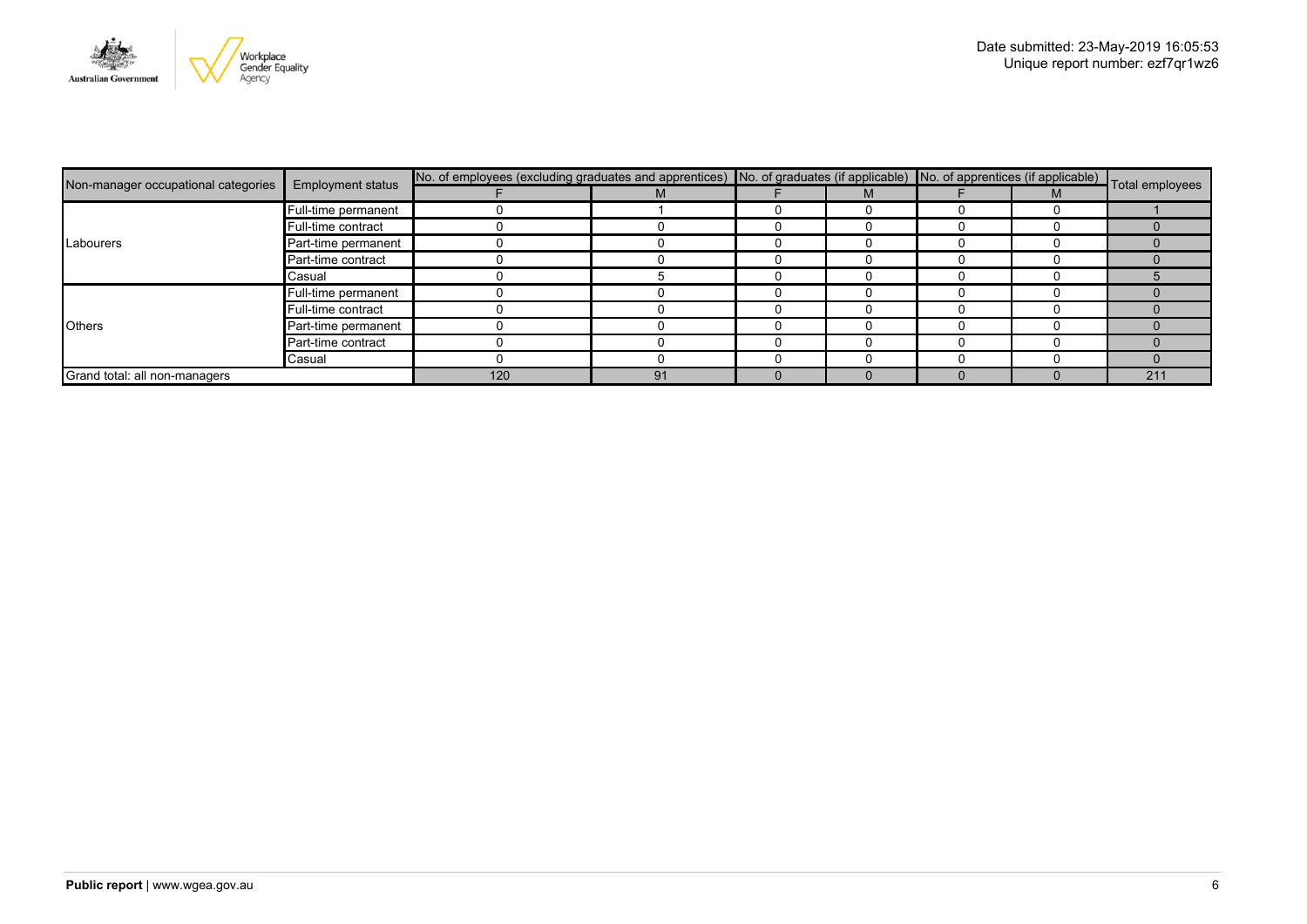Date submitted: 23-May-2019 16:05:53
Unique report number: ezf7qr1wz6

| Non-manager occupational categories | Employment status | No. of employees (excluding graduates and apprentices) | | No. of graduates (if applicable) | | No. of apprentices (if applicable) | | Total employees |
|---|---|---|---|---|---|---|---|---|
| | | F | M | F | M | F | M | |
| Labourers | Full-time permanent | 0 | 1 | 0 | 0 | 0 | 0 | 1 |
| | Full-time contract | 0 | 0 | 0 | 0 | 0 | 0 | 0 |
| | Part-time permanent | 0 | 0 | 0 | 0 | 0 | 0 | 0 |
| | Part-time contract | 0 | 0 | 0 | 0 | 0 | 0 | 0 |
| | Casual | 0 | 5 | 0 | 0 | 0 | 0 | 5 |
| Others | Full-time permanent | 0 | 0 | 0 | 0 | 0 | 0 | 0 |
| | Full-time contract | 0 | 0 | 0 | 0 | 0 | 0 | 0 |
| | Part-time permanent | 0 | 0 | 0 | 0 | 0 | 0 | 0 |
| | Part-time contract | 0 | 0 | 0 | 0 | 0 | 0 | 0 |
| | Casual | 0 | 0 | 0 | 0 | 0 | 0 | 0 |
| Grand total: all non-managers | | 120 | 91 | 0 | 0 | 0 | 0 | 211 |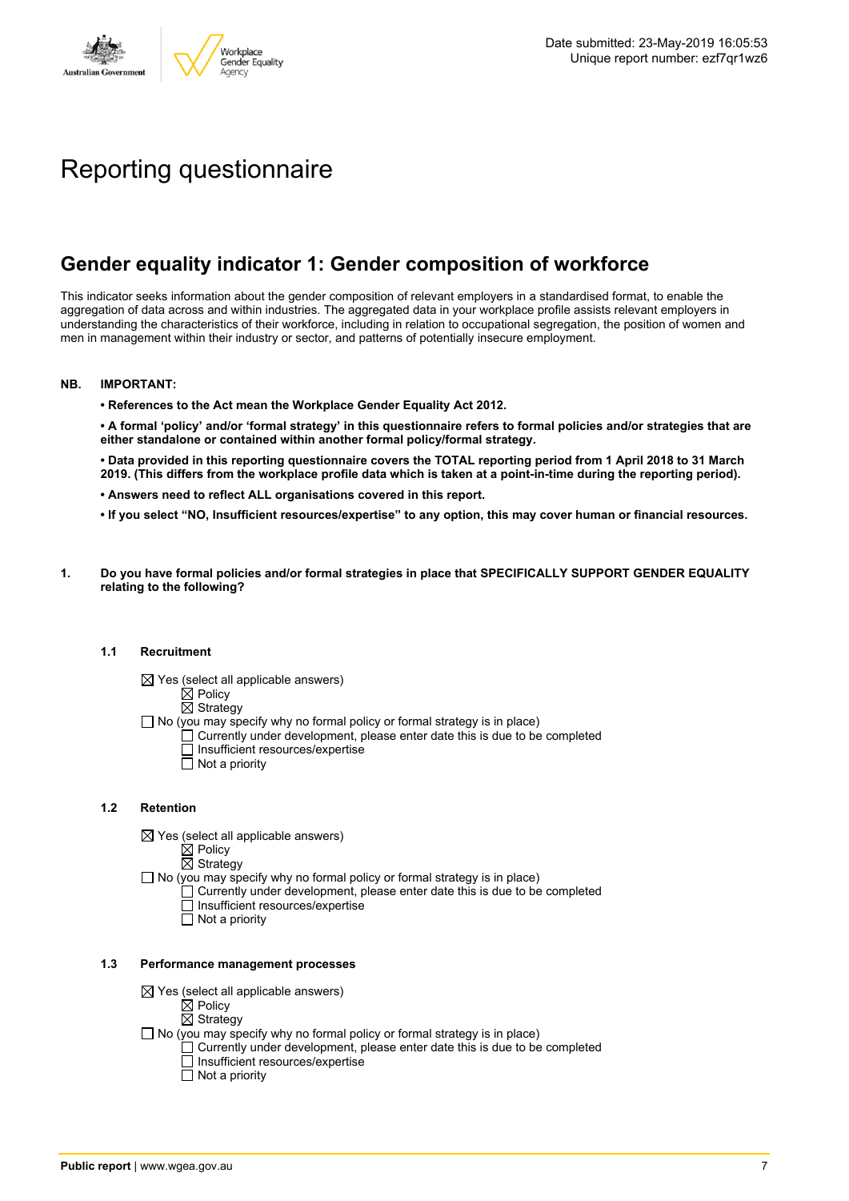Date submitted: 23-May-2019 16:05:53
Unique report number: ezf7qr1wz6

# Reporting questionnaire

## Gender equality indicator 1: Gender composition of workforce

This indicator seeks information about the gender composition of relevant employers in a standardised format, to enable the aggregation of data across and within industries. The aggregated data in your workplace profile assists relevant employers in understanding the characteristics of their workforce, including in relation to occupational segregation, the position of women and men in management within their industry or sector, and patterns of potentially insecure employment.

**NB. IMPORTANT:**

- **References to the Act mean the Workplace Gender Equality Act 2012.**
- **A formal 'policy' and/or 'formal strategy' in this questionnaire refers to formal policies and/or strategies that are either standalone or contained within another formal policy/formal strategy.**
- **Data provided in this reporting questionnaire covers the TOTAL reporting period from 1 April 2018 to 31 March 2019. (This differs from the workplace profile data which is taken at a point-in-time during the reporting period).**
- **Answers need to reflect ALL organisations covered in this report.**
- **If you select "NO, Insufficient resources/expertise" to any option, this may cover human or financial resources.**

**1. Do you have formal policies and/or formal strategies in place that SPECIFICALLY SUPPORT GENDER EQUALITY relating to the following?**

**1.1 Recruitment**

- ☒ Yes (select all applicable answers)
  - ☒ Policy
  - ☒ Strategy
- ☐ No (you may specify why no formal policy or formal strategy is in place)
  - ☐ Currently under development, please enter date this is due to be completed
  - ☐ Insufficient resources/expertise
  - ☐ Not a priority

**1.2 Retention**

- ☒ Yes (select all applicable answers)
  - ☒ Policy
  - ☒ Strategy
- ☐ No (you may specify why no formal policy or formal strategy is in place)
  - ☐ Currently under development, please enter date this is due to be completed
  - ☐ Insufficient resources/expertise
  - ☐ Not a priority

**1.3 Performance management processes**

- ☒ Yes (select all applicable answers)
  - ☒ Policy
  - ☒ Strategy
- ☐ No (you may specify why no formal policy or formal strategy is in place)
  - ☐ Currently under development, please enter date this is due to be completed
  - ☐ Insufficient resources/expertise
  - ☐ Not a priority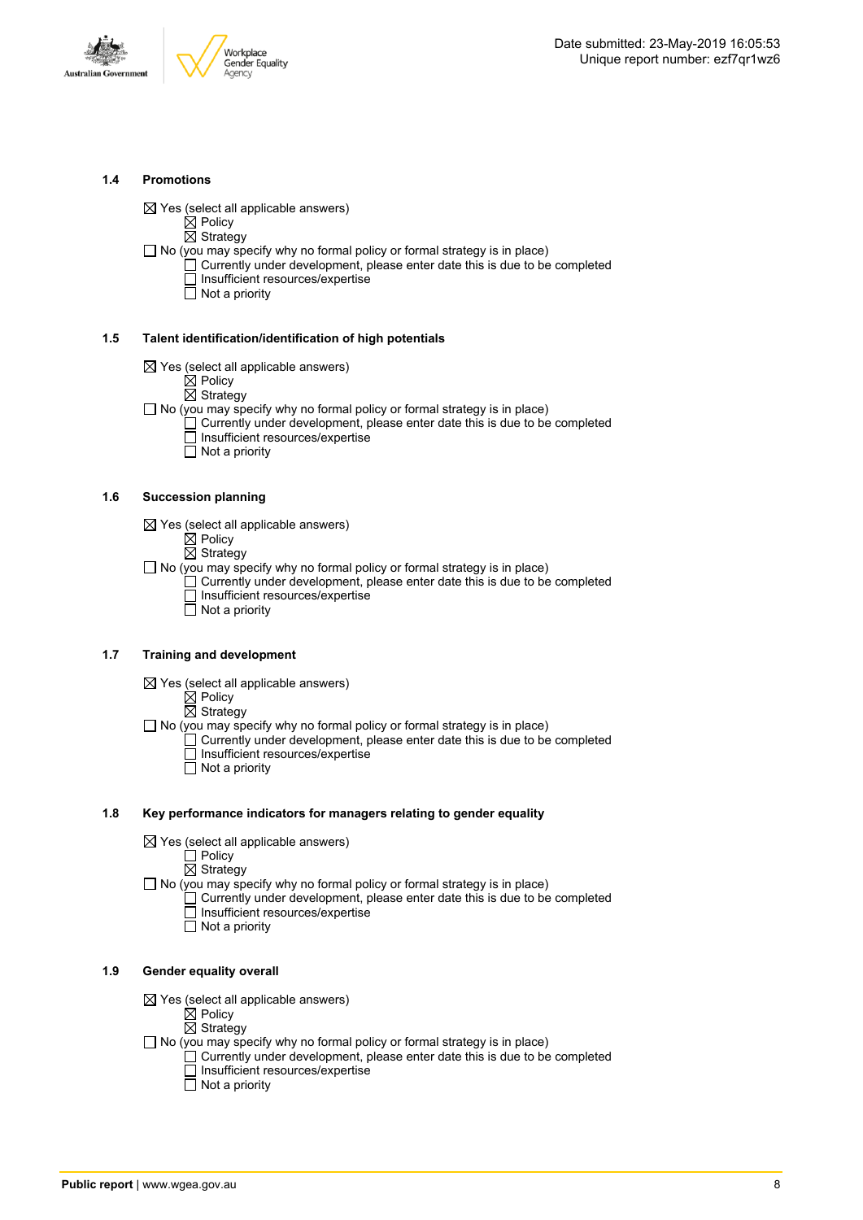### 1.4 Promotions

- ☒ Yes (select all applicable answers)
  - ☒ Policy
  - ☒ Strategy
- ☐ No (you may specify why no formal policy or formal strategy is in place)
  - ☐ Currently under development, please enter date this is due to be completed
  - ☐ Insufficient resources/expertise
  - ☐ Not a priority

### 1.5 Talent identification/identification of high potentials

- ☒ Yes (select all applicable answers)
  - ☒ Policy
  - ☒ Strategy
- ☐ No (you may specify why no formal policy or formal strategy is in place)
  - ☐ Currently under development, please enter date this is due to be completed
  - ☐ Insufficient resources/expertise
  - ☐ Not a priority

### 1.6 Succession planning

- ☒ Yes (select all applicable answers)
  - ☒ Policy
  - ☒ Strategy
- ☐ No (you may specify why no formal policy or formal strategy is in place)
  - ☐ Currently under development, please enter date this is due to be completed
  - ☐ Insufficient resources/expertise
  - ☐ Not a priority

### 1.7 Training and development

- ☒ Yes (select all applicable answers)
  - ☒ Policy
  - ☒ Strategy
- ☐ No (you may specify why no formal policy or formal strategy is in place)
  - ☐ Currently under development, please enter date this is due to be completed
  - ☐ Insufficient resources/expertise
  - ☐ Not a priority

### 1.8 Key performance indicators for managers relating to gender equality

- ☒ Yes (select all applicable answers)
  - ☐ Policy
  - ☒ Strategy
- ☐ No (you may specify why no formal policy or formal strategy is in place)
  - ☐ Currently under development, please enter date this is due to be completed
  - ☐ Insufficient resources/expertise
  - ☐ Not a priority

### 1.9 Gender equality overall

- ☒ Yes (select all applicable answers)
  - ☒ Policy
  - ☒ Strategy
- ☐ No (you may specify why no formal policy or formal strategy is in place)
  - ☐ Currently under development, please enter date this is due to be completed
  - ☐ Insufficient resources/expertise
  - ☐ Not a priority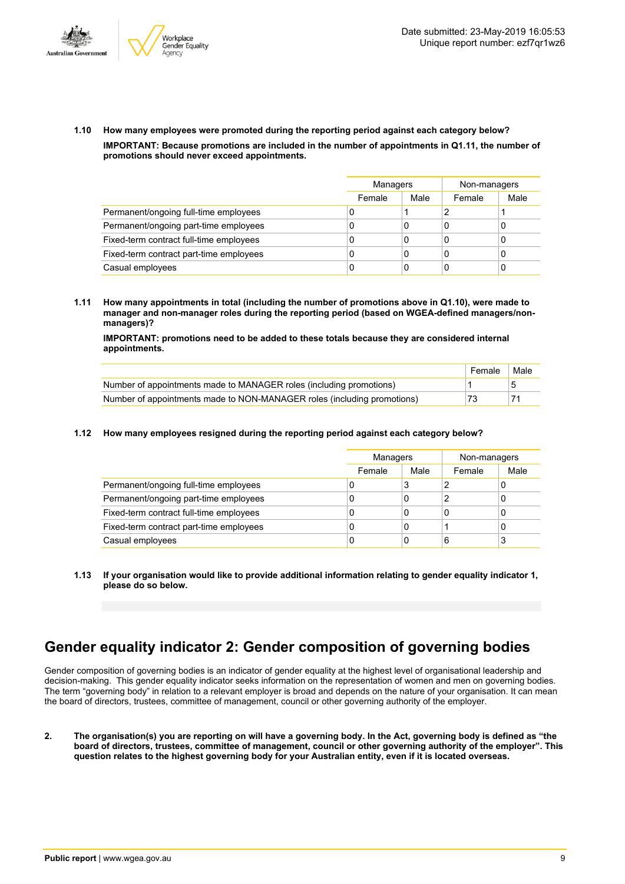**1.10 How many employees were promoted during the reporting period against each category below?**

**IMPORTANT: Because promotions are included in the number of appointments in Q1.11, the number of promotions should never exceed appointments.**

| | Managers | | Non-managers | |
|---|---|---|---|---|
| | Female | Male | Female | Male |
| Permanent/ongoing full-time employees | 0 | 1 | 2 | 1 |
| Permanent/ongoing part-time employees | 0 | 0 | 0 | 0 |
| Fixed-term contract full-time employees | 0 | 0 | 0 | 0 |
| Fixed-term contract part-time employees | 0 | 0 | 0 | 0 |
| Casual employees | 0 | 0 | 0 | 0 |

**1.11 How many appointments in total (including the number of promotions above in Q1.10), were made to manager and non-manager roles during the reporting period (based on WGEA-defined managers/non-managers)?**

**IMPORTANT: promotions need to be added to these totals because they are considered internal appointments.**

| | Female | Male |
|---|---|---|
| Number of appointments made to MANAGER roles (including promotions) | 1 | 5 |
| Number of appointments made to NON-MANAGER roles (including promotions) | 73 | 71 |

**1.12 How many employees resigned during the reporting period against each category below?**

| | Managers | | Non-managers | |
|---|---|---|---|---|
| | Female | Male | Female | Male |
| Permanent/ongoing full-time employees | 0 | 3 | 2 | 0 |
| Permanent/ongoing part-time employees | 0 | 0 | 2 | 0 |
| Fixed-term contract full-time employees | 0 | 0 | 0 | 0 |
| Fixed-term contract part-time employees | 0 | 0 | 1 | 0 |
| Casual employees | 0 | 0 | 6 | 3 |

**1.13 If your organisation would like to provide additional information relating to gender equality indicator 1, please do so below.**

# Gender equality indicator 2: Gender composition of governing bodies

Gender composition of governing bodies is an indicator of gender equality at the highest level of organisational leadership and decision-making. This gender equality indicator seeks information on the representation of women and men on governing bodies. The term "governing body" in relation to a relevant employer is broad and depends on the nature of your organisation. It can mean the board of directors, trustees, committee of management, council or other governing authority of the employer.

**2. The organisation(s) you are reporting on will have a governing body. In the Act, governing body is defined as "the board of directors, trustees, committee of management, council or other governing authority of the employer". This question relates to the highest governing body for your Australian entity, even if it is located overseas.**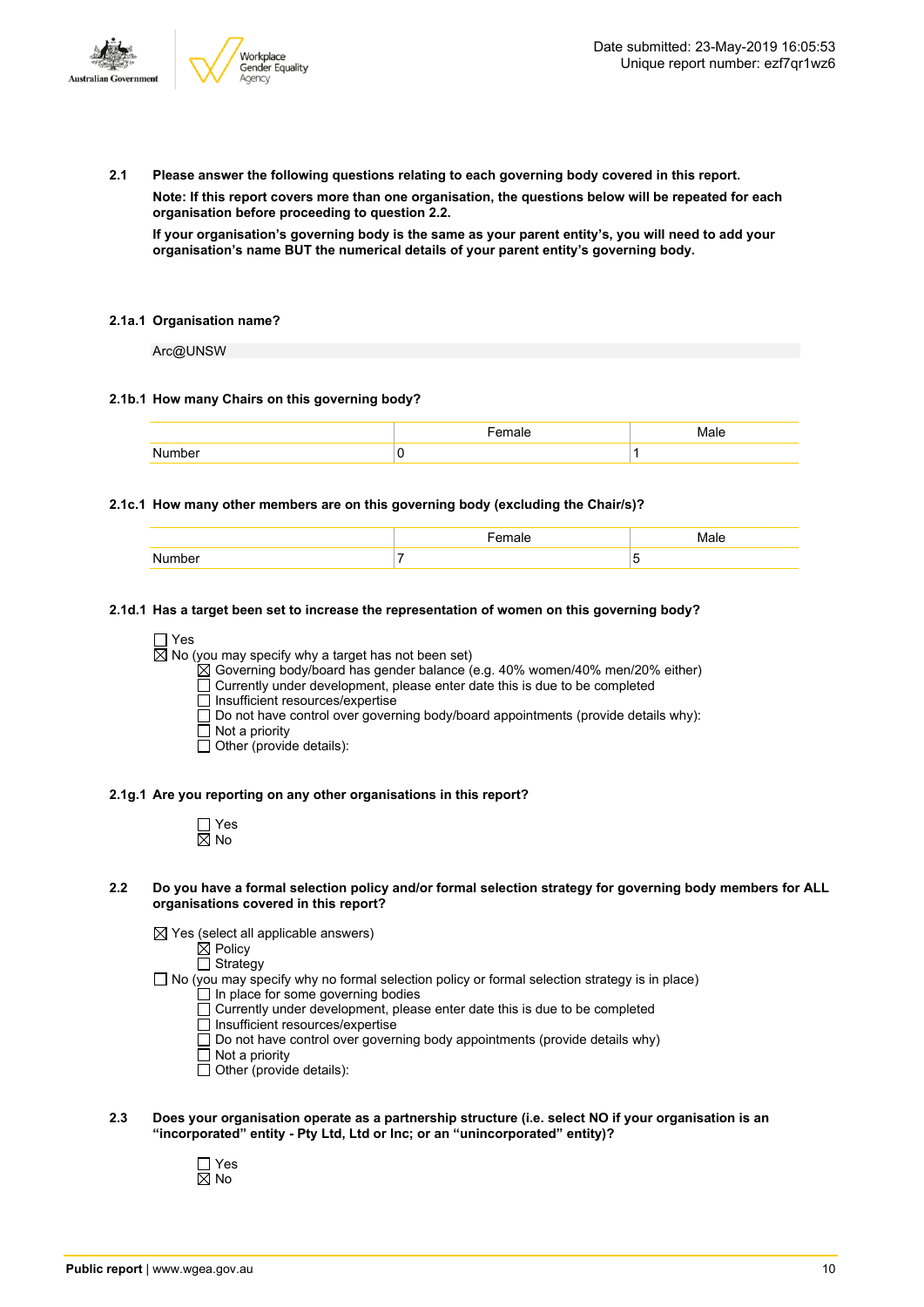**2.1 Please answer the following questions relating to each governing body covered in this report.**

**Note: If this report covers more than one organisation, the questions below will be repeated for each organisation before proceeding to question 2.2.**

**If your organisation's governing body is the same as your parent entity's, you will need to add your organisation's name BUT the numerical details of your parent entity's governing body.**

**2.1a.1 Organisation name?**

Arc@UNSW

**2.1b.1 How many Chairs on this governing body?**

| | Female | Male |
|---|---|---|
| Number | 0 | 1 |

**2.1c.1 How many other members are on this governing body (excluding the Chair/s)?**

| | Female | Male |
|---|---|---|
| Number | 7 | 5 |

**2.1d.1 Has a target been set to increase the representation of women on this governing body?**

☐ Yes
☒ No (you may specify why a target has not been set)
- ☒ Governing body/board has gender balance (e.g. 40% women/40% men/20% either)
- ☐ Currently under development, please enter date this is due to be completed
- ☐ Insufficient resources/expertise
- ☐ Do not have control over governing body/board appointments (provide details why):
- ☐ Not a priority
- ☐ Other (provide details):

**2.1g.1 Are you reporting on any other organisations in this report?**

☐ Yes
☒ No

**2.2 Do you have a formal selection policy and/or formal selection strategy for governing body members for ALL organisations covered in this report?**

☒ Yes (select all applicable answers)
- ☒ Policy
- ☐ Strategy

☐ No (you may specify why no formal selection policy or formal selection strategy is in place)
- ☐ In place for some governing bodies
- ☐ Currently under development, please enter date this is due to be completed
- ☐ Insufficient resources/expertise
- ☐ Do not have control over governing body appointments (provide details why)
- ☐ Not a priority
- ☐ Other (provide details):

**2.3 Does your organisation operate as a partnership structure (i.e. select NO if your organisation is an "incorporated" entity - Pty Ltd, Ltd or Inc; or an "unincorporated" entity)?**

☐ Yes
☒ No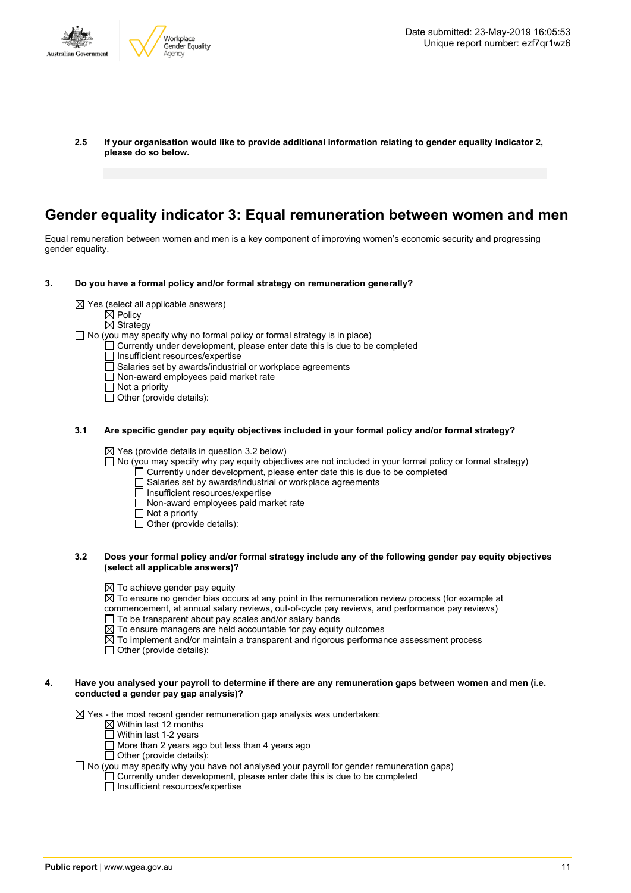**2.5 If your organisation would like to provide additional information relating to gender equality indicator 2, please do so below.**

## Gender equality indicator 3: Equal remuneration between women and men

Equal remuneration between women and men is a key component of improving women's economic security and progressing gender equality.

**3. Do you have a formal policy and/or formal strategy on remuneration generally?**

- ☒ Yes (select all applicable answers)
  - ☒ Policy
  - ☒ Strategy
- ☐ No (you may specify why no formal policy or formal strategy is in place)
  - ☐ Currently under development, please enter date this is due to be completed
  - ☐ Insufficient resources/expertise
  - ☐ Salaries set by awards/industrial or workplace agreements
  - ☐ Non-award employees paid market rate
  - ☐ Not a priority
  - ☐ Other (provide details):

**3.1 Are specific gender pay equity objectives included in your formal policy and/or formal strategy?**

- ☒ Yes (provide details in question 3.2 below)
- ☐ No (you may specify why pay equity objectives are not included in your formal policy or formal strategy)
  - ☐ Currently under development, please enter date this is due to be completed
  - ☐ Salaries set by awards/industrial or workplace agreements
  - ☐ Insufficient resources/expertise
  - ☐ Non-award employees paid market rate
  - ☐ Not a priority
  - ☐ Other (provide details):

**3.2 Does your formal policy and/or formal strategy include any of the following gender pay equity objectives (select all applicable answers)?**

- ☒ To achieve gender pay equity
- ☒ To ensure no gender bias occurs at any point in the remuneration review process (for example at commencement, at annual salary reviews, out-of-cycle pay reviews, and performance pay reviews)
- ☐ To be transparent about pay scales and/or salary bands
- ☒ To ensure managers are held accountable for pay equity outcomes
- ☒ To implement and/or maintain a transparent and rigorous performance assessment process
- ☐ Other (provide details):

**4. Have you analysed your payroll to determine if there are any remuneration gaps between women and men (i.e. conducted a gender pay gap analysis)?**

- ☒ Yes - the most recent gender remuneration gap analysis was undertaken:
  - ☒ Within last 12 months
  - ☐ Within last 1-2 years
  - ☐ More than 2 years ago but less than 4 years ago
  - ☐ Other (provide details):
- ☐ No (you may specify why you have not analysed your payroll for gender remuneration gaps)
  - ☐ Currently under development, please enter date this is due to be completed
  - ☐ Insufficient resources/expertise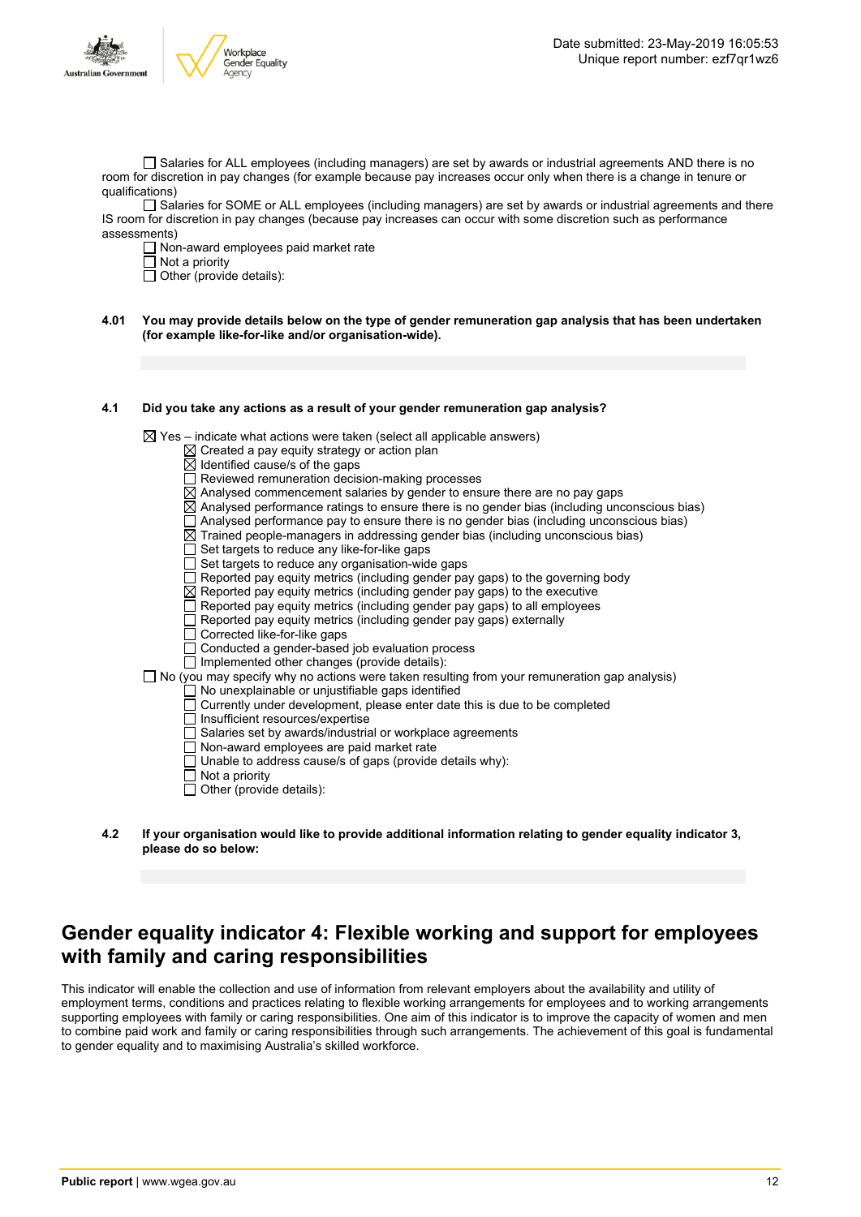- ☐ Salaries for ALL employees (including managers) are set by awards or industrial agreements AND there is no room for discretion in pay changes (for example because pay increases occur only when there is a change in tenure or qualifications)
- ☐ Salaries for SOME or ALL employees (including managers) are set by awards or industrial agreements and there IS room for discretion in pay changes (because pay increases can occur with some discretion such as performance assessments)
- ☐ Non-award employees paid market rate
- ☐ Not a priority
- ☐ Other (provide details):

**4.01 You may provide details below on the type of gender remuneration gap analysis that has been undertaken (for example like-for-like and/or organisation-wide).**

**4.1 Did you take any actions as a result of your gender remuneration gap analysis?**

- ☒ Yes – indicate what actions were taken (select all applicable answers)
  - ☒ Created a pay equity strategy or action plan
  - ☒ Identified cause/s of the gaps
  - ☐ Reviewed remuneration decision-making processes
  - ☒ Analysed commencement salaries by gender to ensure there are no pay gaps
  - ☒ Analysed performance ratings to ensure there is no gender bias (including unconscious bias)
  - ☐ Analysed performance pay to ensure there is no gender bias (including unconscious bias)
  - ☒ Trained people-managers in addressing gender bias (including unconscious bias)
  - ☐ Set targets to reduce any like-for-like gaps
  - ☐ Set targets to reduce any organisation-wide gaps
  - ☐ Reported pay equity metrics (including gender pay gaps) to the governing body
  - ☒ Reported pay equity metrics (including gender pay gaps) to the executive
  - ☐ Reported pay equity metrics (including gender pay gaps) to all employees
  - ☐ Reported pay equity metrics (including gender pay gaps) externally
  - ☐ Corrected like-for-like gaps
  - ☐ Conducted a gender-based job evaluation process
  - ☐ Implemented other changes (provide details):
- ☐ No (you may specify why no actions were taken resulting from your remuneration gap analysis)
  - ☐ No unexplainable or unjustifiable gaps identified
  - ☐ Currently under development, please enter date this is due to be completed
  - ☐ Insufficient resources/expertise
  - ☐ Salaries set by awards/industrial or workplace agreements
  - ☐ Non-award employees are paid market rate
  - ☐ Unable to address cause/s of gaps (provide details why):
  - ☐ Not a priority
  - ☐ Other (provide details):

**4.2 If your organisation would like to provide additional information relating to gender equality indicator 3, please do so below:**

# Gender equality indicator 4: Flexible working and support for employees with family and caring responsibilities

This indicator will enable the collection and use of information from relevant employers about the availability and utility of employment terms, conditions and practices relating to flexible working arrangements for employees and to working arrangements supporting employees with family or caring responsibilities. One aim of this indicator is to improve the capacity of women and men to combine paid work and family or caring responsibilities through such arrangements. The achievement of this goal is fundamental to gender equality and to maximising Australia's skilled workforce.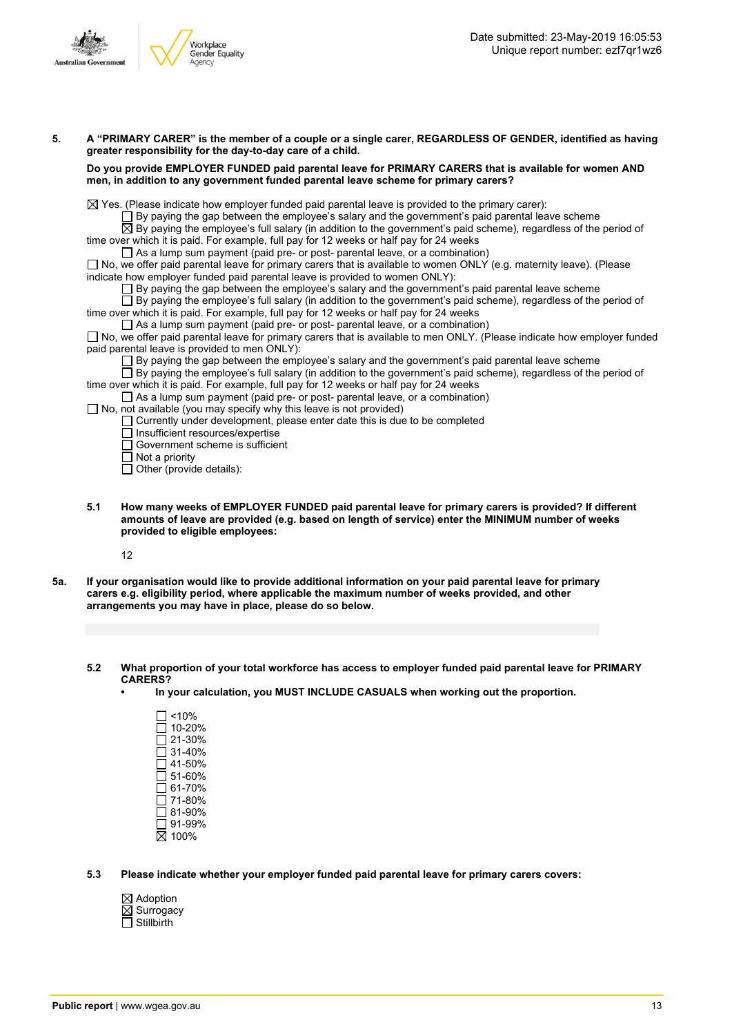**5. A "PRIMARY CARER" is the member of a couple or a single carer, REGARDLESS OF GENDER, identified as having greater responsibility for the day-to-day care of a child.**

**Do you provide EMPLOYER FUNDED paid parental leave for PRIMARY CARERS that is available for women AND men, in addition to any government funded parental leave scheme for primary carers?**

☒ Yes. (Please indicate how employer funded paid parental leave is provided to the primary carer):
- ☐ By paying the gap between the employee's salary and the government's paid parental leave scheme
- ☒ By paying the employee's full salary (in addition to the government's paid scheme), regardless of the period of time over which it is paid. For example, full pay for 12 weeks or half pay for 24 weeks
- ☐ As a lump sum payment (paid pre- or post- parental leave, or a combination)

☐ No, we offer paid parental leave for primary carers that is available to women ONLY (e.g. maternity leave). (Please indicate how employer funded paid parental leave is provided to women ONLY):
- ☐ By paying the gap between the employee's salary and the government's paid parental leave scheme
- ☐ By paying the employee's full salary (in addition to the government's paid scheme), regardless of the period of time over which it is paid. For example, full pay for 12 weeks or half pay for 24 weeks
- ☐ As a lump sum payment (paid pre- or post- parental leave, or a combination)

☐ No, we offer paid parental leave for primary carers that is available to men ONLY. (Please indicate how employer funded paid parental leave is provided to men ONLY):
- ☐ By paying the gap between the employee's salary and the government's paid parental leave scheme
- ☐ By paying the employee's full salary (in addition to the government's paid scheme), regardless of the period of time over which it is paid. For example, full pay for 12 weeks or half pay for 24 weeks
- ☐ As a lump sum payment (paid pre- or post- parental leave, or a combination)

☐ No, not available (you may specify why this leave is not provided)
- ☐ Currently under development, please enter date this is due to be completed
- ☐ Insufficient resources/expertise
- ☐ Government scheme is sufficient
- ☐ Not a priority
- ☐ Other (provide details):

**5.1 How many weeks of EMPLOYER FUNDED paid parental leave for primary carers is provided? If different amounts of leave are provided (e.g. based on length of service) enter the MINIMUM number of weeks provided to eligible employees:**

12

**5a. If your organisation would like to provide additional information on your paid parental leave for primary carers e.g. eligibility period, where applicable the maximum number of weeks provided, and other arrangements you may have in place, please do so below.**

**5.2 What proportion of your total workforce has access to employer funded paid parental leave for PRIMARY CARERS?**
- **In your calculation, you MUST INCLUDE CASUALS when working out the proportion.**

☐ <10%
☐ 10-20%
☐ 21-30%
☐ 31-40%
☐ 41-50%
☐ 51-60%
☐ 61-70%
☐ 71-80%
☐ 81-90%
☐ 91-99%
☒ 100%

**5.3 Please indicate whether your employer funded paid parental leave for primary carers covers:**

☒ Adoption
☒ Surrogacy
☐ Stillbirth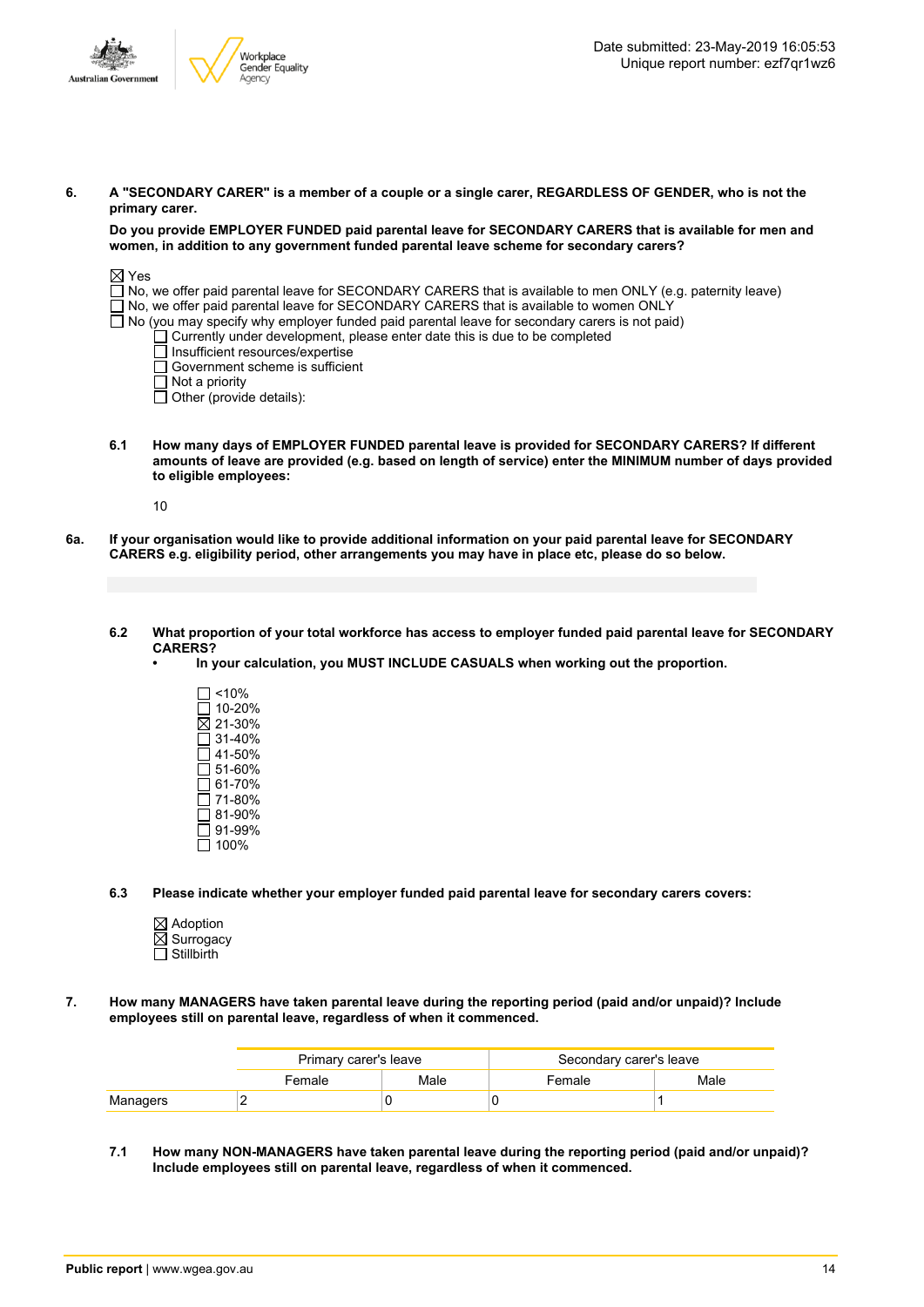**6. A "SECONDARY CARER" is a member of a couple or a single carer, REGARDLESS OF GENDER, who is not the primary carer.**

**Do you provide EMPLOYER FUNDED paid parental leave for SECONDARY CARERS that is available for men and women, in addition to any government funded parental leave scheme for secondary carers?**

☒ Yes
☐ No, we offer paid parental leave for SECONDARY CARERS that is available to men ONLY (e.g. paternity leave)
☐ No, we offer paid parental leave for SECONDARY CARERS that is available to women ONLY
☐ No (you may specify why employer funded paid parental leave for secondary carers is not paid)
  ☐ Currently under development, please enter date this is due to be completed
  ☐ Insufficient resources/expertise
  ☐ Government scheme is sufficient
  ☐ Not a priority
  ☐ Other (provide details):

**6.1 How many days of EMPLOYER FUNDED parental leave is provided for SECONDARY CARERS? If different amounts of leave are provided (e.g. based on length of service) enter the MINIMUM number of days provided to eligible employees:**

10

**6a. If your organisation would like to provide additional information on your paid parental leave for SECONDARY CARERS e.g. eligibility period, other arrangements you may have in place etc, please do so below.**

**6.2 What proportion of your total workforce has access to employer funded paid parental leave for SECONDARY CARERS?**
- **In your calculation, you MUST INCLUDE CASUALS when working out the proportion.**

☐ <10%
☐ 10-20%
☒ 21-30%
☐ 31-40%
☐ 41-50%
☐ 51-60%
☐ 61-70%
☐ 71-80%
☐ 81-90%
☐ 91-99%
☐ 100%

**6.3 Please indicate whether your employer funded paid parental leave for secondary carers covers:**

☒ Adoption
☒ Surrogacy
☐ Stillbirth

**7. How many MANAGERS have taken parental leave during the reporting period (paid and/or unpaid)? Include employees still on parental leave, regardless of when it commenced.**

| | Primary carer's leave | | Secondary carer's leave | |
|---|---|---|---|---|
| | Female | Male | Female | Male |
| Managers | 2 | 0 | 0 | 1 |

**7.1 How many NON-MANAGERS have taken parental leave during the reporting period (paid and/or unpaid)? Include employees still on parental leave, regardless of when it commenced.**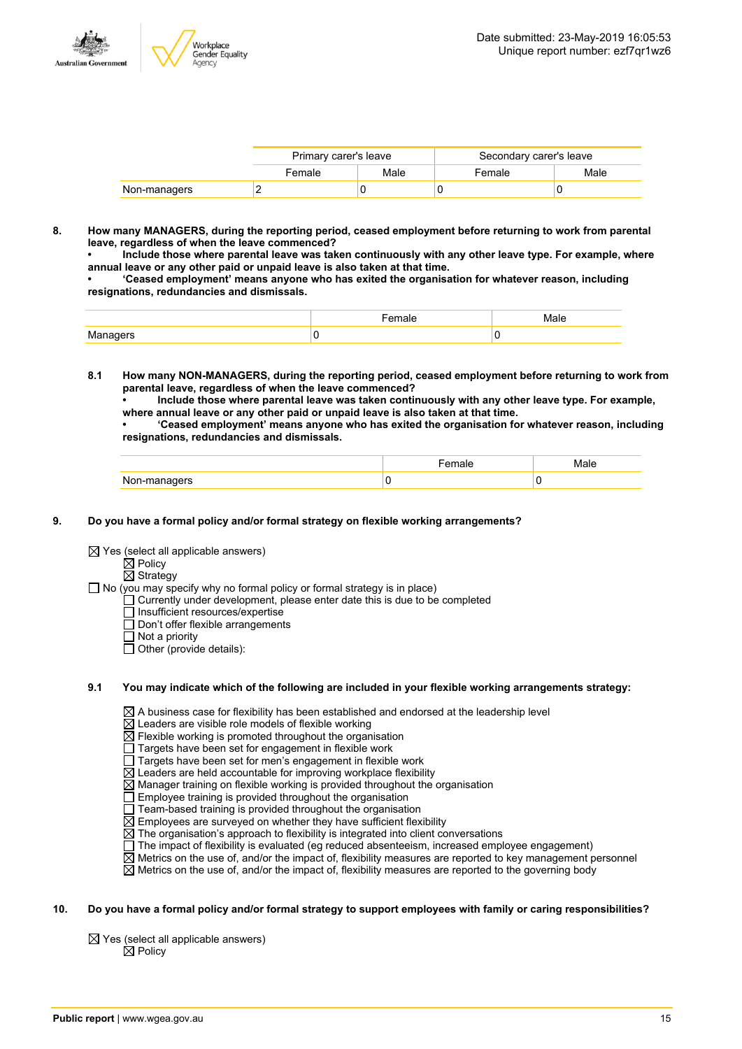| | Primary carer's leave | | Secondary carer's leave | |
|---|---|---|---|---|
| | Female | Male | Female | Male |
| Non-managers | 2 | 0 | 0 | 0 |

**8. How many MANAGERS, during the reporting period, ceased employment before returning to work from parental leave, regardless of when the leave commenced?**
**• Include those where parental leave was taken continuously with any other leave type. For example, where annual leave or any other paid or unpaid leave is also taken at that time.**
**• 'Ceased employment' means anyone who has exited the organisation for whatever reason, including resignations, redundancies and dismissals.**

| | Female | Male |
|---|---|---|
| Managers | 0 | 0 |

**8.1 How many NON-MANAGERS, during the reporting period, ceased employment before returning to work from parental leave, regardless of when the leave commenced?**
**• Include those where parental leave was taken continuously with any other leave type. For example, where annual leave or any other paid or unpaid leave is also taken at that time.**
**• 'Ceased employment' means anyone who has exited the organisation for whatever reason, including resignations, redundancies and dismissals.**

| | Female | Male |
|---|---|---|
| Non-managers | 0 | 0 |

**9. Do you have a formal policy and/or formal strategy on flexible working arrangements?**

☒ Yes (select all applicable answers)
- ☒ Policy
- ☒ Strategy

☐ No (you may specify why no formal policy or formal strategy is in place)
- ☐ Currently under development, please enter date this is due to be completed
- ☐ Insufficient resources/expertise
- ☐ Don't offer flexible arrangements
- ☐ Not a priority
- ☐ Other (provide details):

**9.1 You may indicate which of the following are included in your flexible working arrangements strategy:**

- ☒ A business case for flexibility has been established and endorsed at the leadership level
- ☒ Leaders are visible role models of flexible working
- ☒ Flexible working is promoted throughout the organisation
- ☐ Targets have been set for engagement in flexible work
- ☐ Targets have been set for men's engagement in flexible work
- ☒ Leaders are held accountable for improving workplace flexibility
- ☒ Manager training on flexible working is provided throughout the organisation
- ☐ Employee training is provided throughout the organisation
- ☐ Team-based training is provided throughout the organisation
- ☒ Employees are surveyed on whether they have sufficient flexibility
- ☒ The organisation's approach to flexibility is integrated into client conversations
- ☐ The impact of flexibility is evaluated (eg reduced absenteeism, increased employee engagement)
- ☒ Metrics on the use of, and/or the impact of, flexibility measures are reported to key management personnel
- ☒ Metrics on the use of, and/or the impact of, flexibility measures are reported to the governing body

**10. Do you have a formal policy and/or formal strategy to support employees with family or caring responsibilities?**

☒ Yes (select all applicable answers)
- ☒ Policy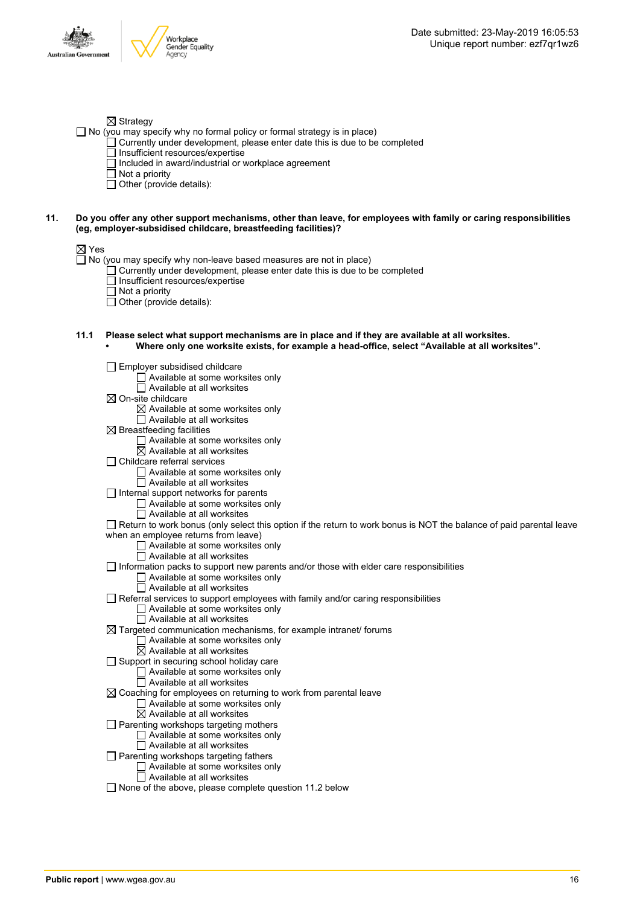☒ Strategy
☐ No (you may specify why no formal policy or formal strategy is in place)
  ☐ Currently under development, please enter date this is due to be completed
  ☐ Insufficient resources/expertise
  ☐ Included in award/industrial or workplace agreement
  ☐ Not a priority
  ☐ Other (provide details):

**11. Do you offer any other support mechanisms, other than leave, for employees with family or caring responsibilities (eg, employer-subsidised childcare, breastfeeding facilities)?**

☒ Yes
☐ No (you may specify why non-leave based measures are not in place)
  ☐ Currently under development, please enter date this is due to be completed
  ☐ Insufficient resources/expertise
  ☐ Not a priority
  ☐ Other (provide details):

**11.1 Please select what support mechanisms are in place and if they are available at all worksites.**
- **Where only one worksite exists, for example a head-office, select "Available at all worksites".**

☐ Employer subsidised childcare
  ☐ Available at some worksites only
  ☐ Available at all worksites
☒ On-site childcare
  ☒ Available at some worksites only
  ☐ Available at all worksites
☒ Breastfeeding facilities
  ☐ Available at some worksites only
  ☒ Available at all worksites
☐ Childcare referral services
  ☐ Available at some worksites only
  ☐ Available at all worksites
☐ Internal support networks for parents
  ☐ Available at some worksites only
  ☐ Available at all worksites
☐ Return to work bonus (only select this option if the return to work bonus is NOT the balance of paid parental leave when an employee returns from leave)
  ☐ Available at some worksites only
  ☐ Available at all worksites
☐ Information packs to support new parents and/or those with elder care responsibilities
  ☐ Available at some worksites only
  ☐ Available at all worksites
☐ Referral services to support employees with family and/or caring responsibilities
  ☐ Available at some worksites only
  ☐ Available at all worksites
☒ Targeted communication mechanisms, for example intranet/ forums
  ☐ Available at some worksites only
  ☒ Available at all worksites
☐ Support in securing school holiday care
  ☐ Available at some worksites only
  ☐ Available at all worksites
☒ Coaching for employees on returning to work from parental leave
  ☐ Available at some worksites only
  ☒ Available at all worksites
☐ Parenting workshops targeting mothers
  ☐ Available at some worksites only
  ☐ Available at all worksites
☐ Parenting workshops targeting fathers
  ☐ Available at some worksites only
  ☐ Available at all worksites
☐ None of the above, please complete question 11.2 below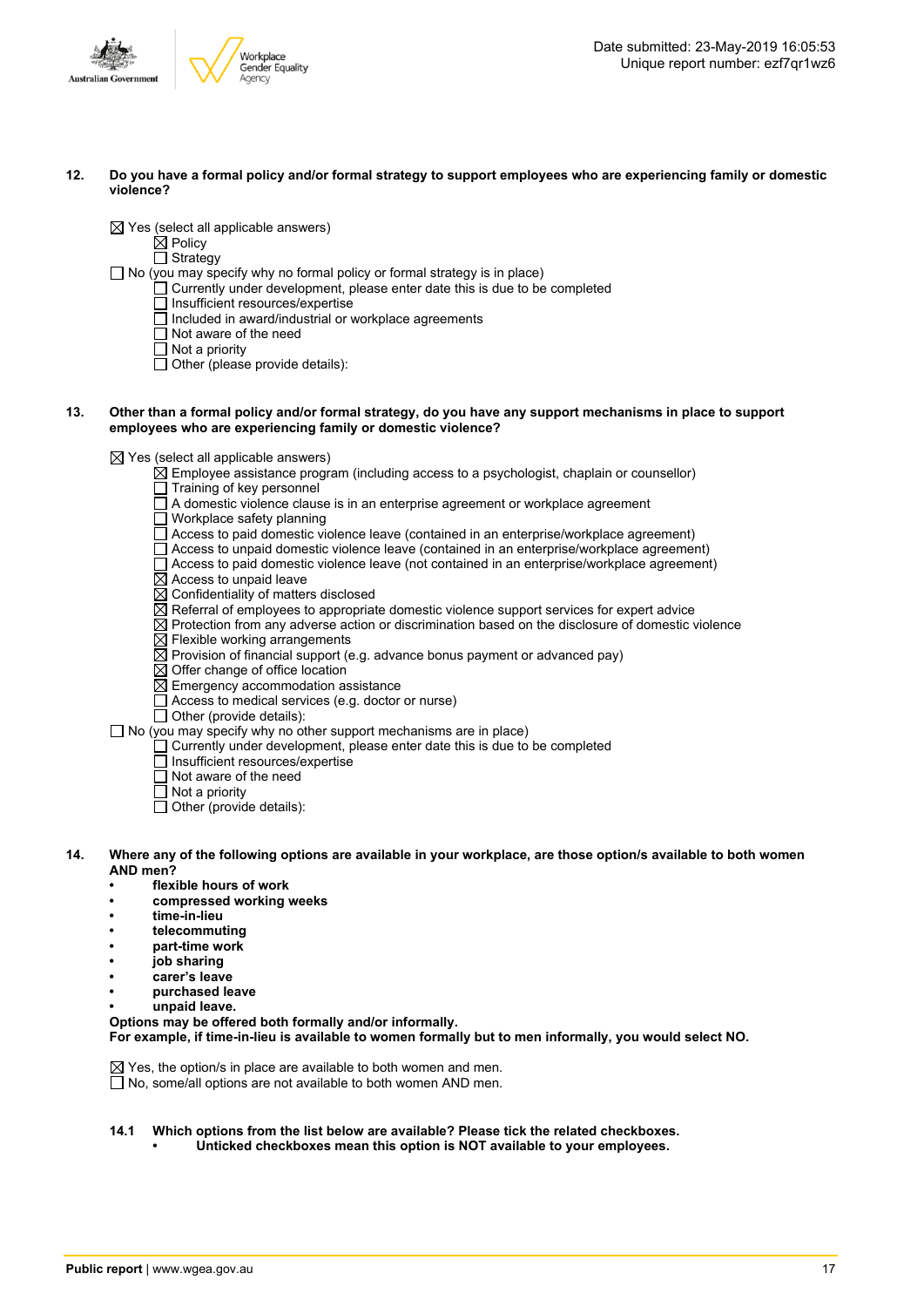**12. Do you have a formal policy and/or formal strategy to support employees who are experiencing family or domestic violence?**

☒ Yes (select all applicable answers)
  ☒ Policy
  ☐ Strategy
☐ No (you may specify why no formal policy or formal strategy is in place)
  ☐ Currently under development, please enter date this is due to be completed
  ☐ Insufficient resources/expertise
  ☐ Included in award/industrial or workplace agreements
  ☐ Not aware of the need
  ☐ Not a priority
  ☐ Other (please provide details):

**13. Other than a formal policy and/or formal strategy, do you have any support mechanisms in place to support employees who are experiencing family or domestic violence?**

☒ Yes (select all applicable answers)
  ☒ Employee assistance program (including access to a psychologist, chaplain or counsellor)
  ☐ Training of key personnel
  ☐ A domestic violence clause is in an enterprise agreement or workplace agreement
  ☐ Workplace safety planning
  ☐ Access to paid domestic violence leave (contained in an enterprise/workplace agreement)
  ☐ Access to unpaid domestic violence leave (contained in an enterprise/workplace agreement)
  ☐ Access to paid domestic violence leave (not contained in an enterprise/workplace agreement)
  ☒ Access to unpaid leave
  ☒ Confidentiality of matters disclosed
  ☒ Referral of employees to appropriate domestic violence support services for expert advice
  ☒ Protection from any adverse action or discrimination based on the disclosure of domestic violence
  ☒ Flexible working arrangements
  ☒ Provision of financial support (e.g. advance bonus payment or advanced pay)
  ☒ Offer change of office location
  ☒ Emergency accommodation assistance
  ☐ Access to medical services (e.g. doctor or nurse)
  ☐ Other (provide details):
☐ No (you may specify why no other support mechanisms are in place)
  ☐ Currently under development, please enter date this is due to be completed
  ☐ Insufficient resources/expertise
  ☐ Not aware of the need
  ☐ Not a priority
  ☐ Other (provide details):

**14. Where any of the following options are available in your workplace, are those option/s available to both women AND men?**
- **flexible hours of work**
- **compressed working weeks**
- **time-in-lieu**
- **telecommuting**
- **part-time work**
- **job sharing**
- **carer's leave**
- **purchased leave**
- **unpaid leave.**

**Options may be offered both formally and/or informally.**
**For example, if time-in-lieu is available to women formally but to men informally, you would select NO.**

☒ Yes, the option/s in place are available to both women and men.
☐ No, some/all options are not available to both women AND men.

**14.1 Which options from the list below are available? Please tick the related checkboxes.**
- **Unticked checkboxes mean this option is NOT available to your employees.**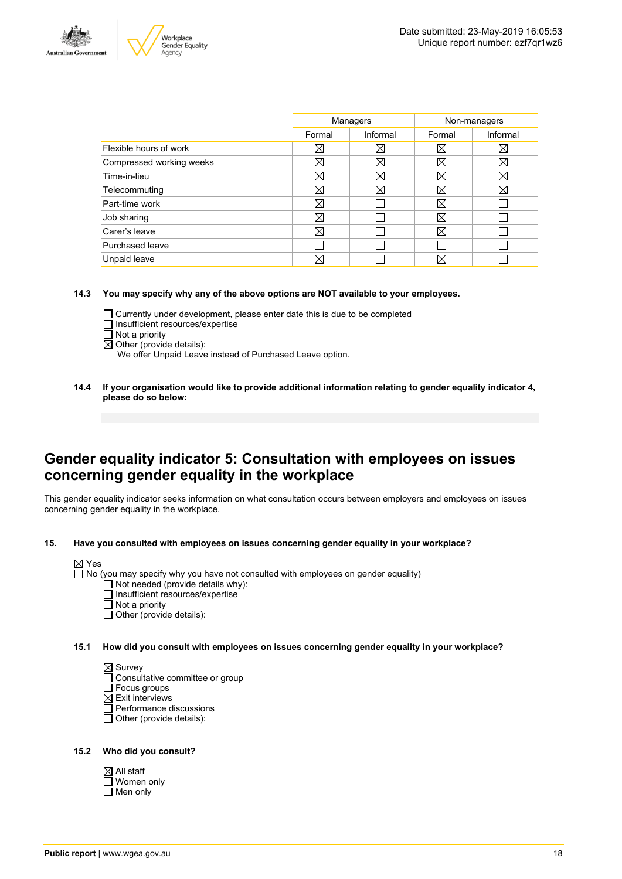| | Managers | | Non-managers | |
|---|---|---|---|---|
| | Formal | Informal | Formal | Informal |
| Flexible hours of work | ☒ | ☒ | ☒ | ☒ |
| Compressed working weeks | ☒ | ☒ | ☒ | ☒ |
| Time-in-lieu | ☒ | ☒ | ☒ | ☒ |
| Telecommuting | ☒ | ☒ | ☒ | ☒ |
| Part-time work | ☒ | ☐ | ☒ | ☐ |
| Job sharing | ☒ | ☐ | ☒ | ☐ |
| Carer's leave | ☒ | ☐ | ☒ | ☐ |
| Purchased leave | ☐ | ☐ | ☐ | ☐ |
| Unpaid leave | ☒ | ☐ | ☒ | ☐ |

**14.3 You may specify why any of the above options are NOT available to your employees.**

☐ Currently under development, please enter date this is due to be completed
☐ Insufficient resources/expertise
☐ Not a priority
☒ Other (provide details):
We offer Unpaid Leave instead of Purchased Leave option.

**14.4 If your organisation would like to provide additional information relating to gender equality indicator 4, please do so below:**

## Gender equality indicator 5: Consultation with employees on issues concerning gender equality in the workplace

This gender equality indicator seeks information on what consultation occurs between employers and employees on issues concerning gender equality in the workplace.

**15. Have you consulted with employees on issues concerning gender equality in your workplace?**

☒ Yes
☐ No (you may specify why you have not consulted with employees on gender equality)
☐ Not needed (provide details why):
☐ Insufficient resources/expertise
☐ Not a priority
☐ Other (provide details):

**15.1 How did you consult with employees on issues concerning gender equality in your workplace?**

☒ Survey
☐ Consultative committee or group
☐ Focus groups
☒ Exit interviews
☐ Performance discussions
☐ Other (provide details):

**15.2 Who did you consult?**

☒ All staff
☐ Women only
☐ Men only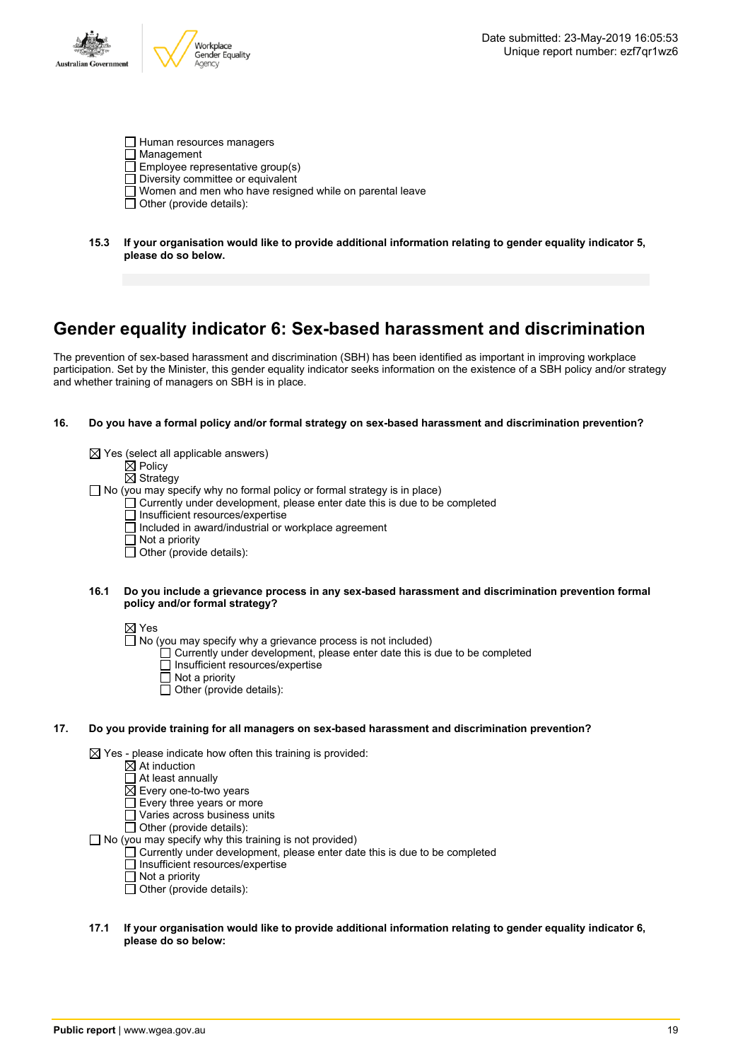- [ ] Human resources managers
- [ ] Management
- [ ] Employee representative group(s)
- [ ] Diversity committee or equivalent
- [ ] Women and men who have resigned while on parental leave
- [ ] Other (provide details):

**15.3 If your organisation would like to provide additional information relating to gender equality indicator 5, please do so below.**

## Gender equality indicator 6: Sex-based harassment and discrimination

The prevention of sex-based harassment and discrimination (SBH) has been identified as important in improving workplace participation. Set by the Minister, this gender equality indicator seeks information on the existence of a SBH policy and/or strategy and whether training of managers on SBH is in place.

**16. Do you have a formal policy and/or formal strategy on sex-based harassment and discrimination prevention?**

- [x] Yes (select all applicable answers)
  - [x] Policy
  - [x] Strategy
- [ ] No (you may specify why no formal policy or formal strategy is in place)
  - [ ] Currently under development, please enter date this is due to be completed
  - [ ] Insufficient resources/expertise
  - [ ] Included in award/industrial or workplace agreement
  - [ ] Not a priority
  - [ ] Other (provide details):

**16.1 Do you include a grievance process in any sex-based harassment and discrimination prevention formal policy and/or formal strategy?**

- [x] Yes
- [ ] No (you may specify why a grievance process is not included)
  - [ ] Currently under development, please enter date this is due to be completed
  - [ ] Insufficient resources/expertise
  - [ ] Not a priority
  - [ ] Other (provide details):

**17. Do you provide training for all managers on sex-based harassment and discrimination prevention?**

- [x] Yes - please indicate how often this training is provided:
  - [x] At induction
  - [ ] At least annually
  - [x] Every one-to-two years
  - [ ] Every three years or more
  - [ ] Varies across business units
  - [ ] Other (provide details):
- [ ] No (you may specify why this training is not provided)
  - [ ] Currently under development, please enter date this is due to be completed
  - [ ] Insufficient resources/expertise
  - [ ] Not a priority
  - [ ] Other (provide details):

**17.1 If your organisation would like to provide additional information relating to gender equality indicator 6, please do so below:**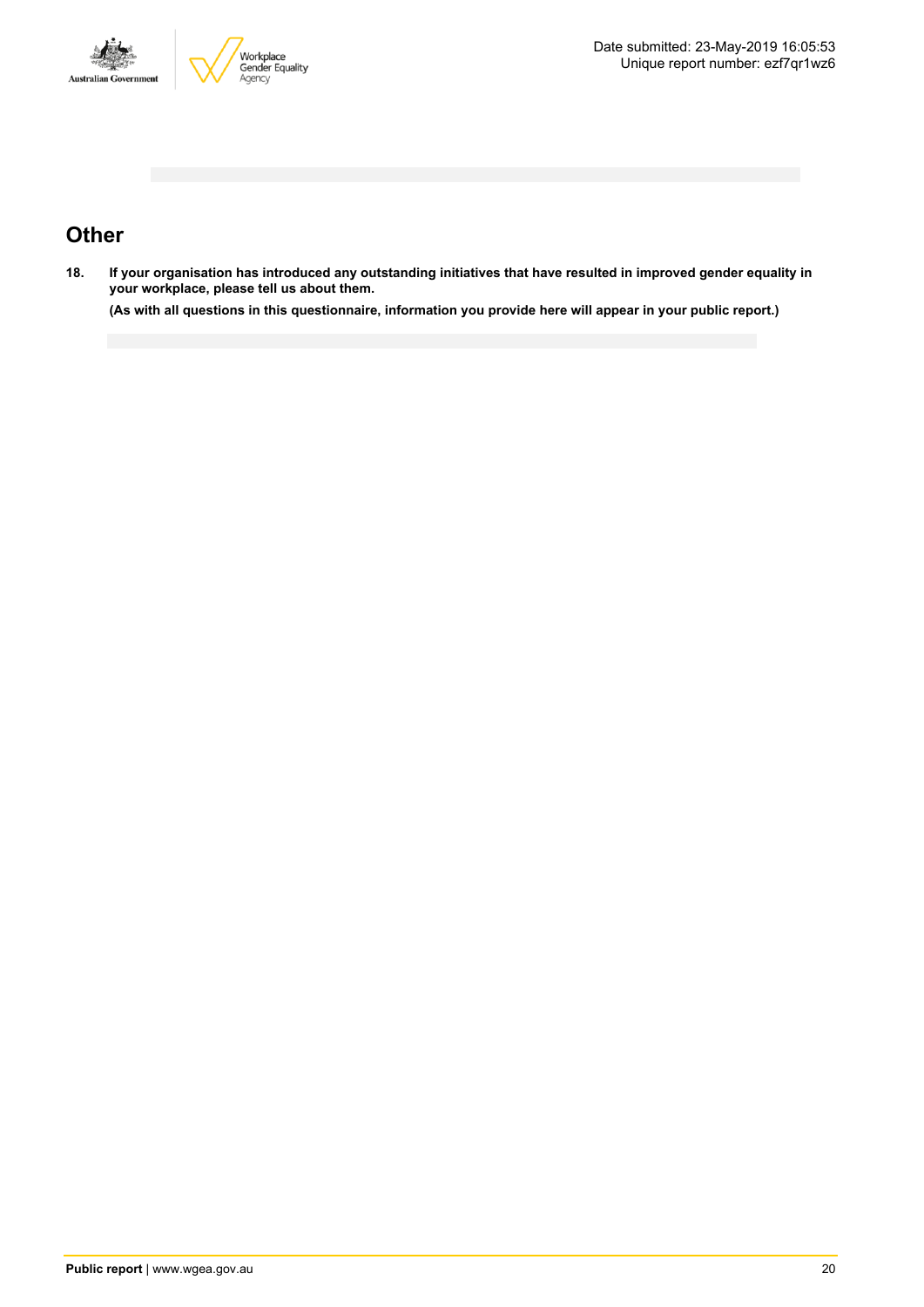## Other

**18. If your organisation has introduced any outstanding initiatives that have resulted in improved gender equality in your workplace, please tell us about them.**

**(As with all questions in this questionnaire, information you provide here will appear in your public report.)**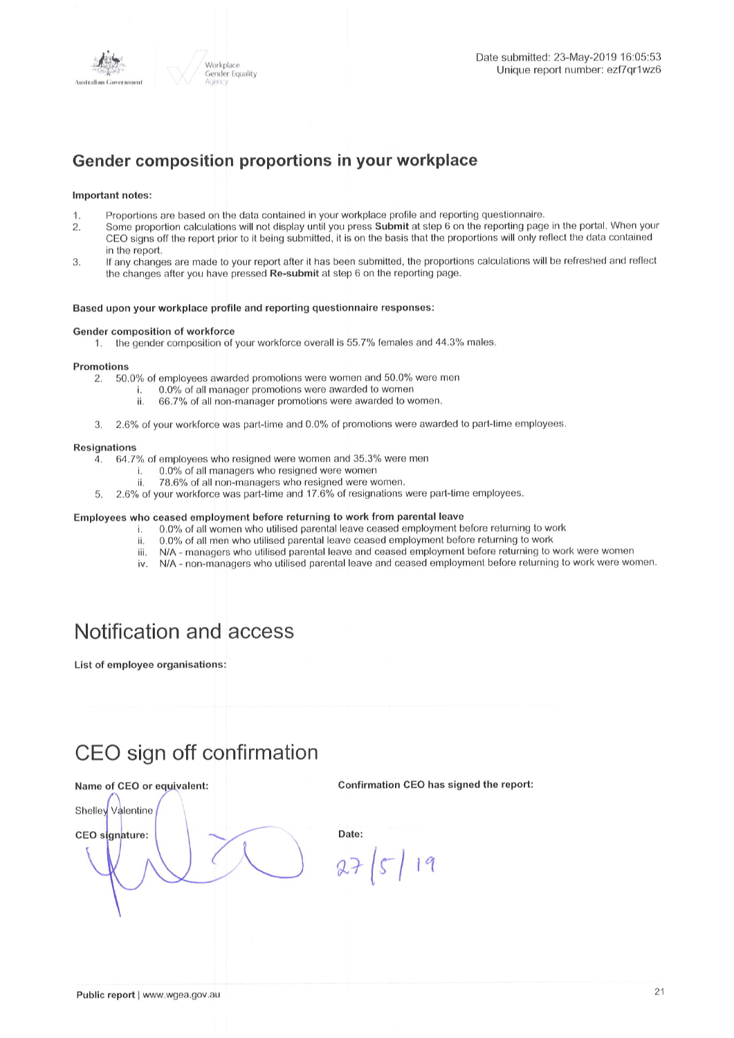## Gender composition proportions in your workplace

**Important notes:**

1. Proportions are based on the data contained in your workplace profile and reporting questionnaire.
2. Some proportion calculations will not display until you press **Submit** at step 6 on the reporting page in the portal. When your CEO signs off the report prior to it being submitted, it is on the basis that the proportions will only reflect the data contained in the report.
3. If any changes are made to your report after it has been submitted, the proportions calculations will be refreshed and reflect the changes after you have pressed **Re-submit** at step 6 on the reporting page.

**Based upon your workplace profile and reporting questionnaire responses:**

**Gender composition of workforce**

1. the gender composition of your workforce overall is 55.7% females and 44.3% males.

**Promotions**

2. 50.0% of employees awarded promotions were women and 50.0% were men
   i. 0.0% of all manager promotions were awarded to women
   ii. 66.7% of all non-manager promotions were awarded to women.

3. 2.6% of your workforce was part-time and 0.0% of promotions were awarded to part-time employees.

**Resignations**

4. 64.7% of employees who resigned were women and 35.3% were men
   i. 0.0% of all managers who resigned were women
   ii. 78.6% of all non-managers who resigned were women.
5. 2.6% of your workforce was part-time and 17.6% of resignations were part-time employees.

**Employees who ceased employment before returning to work from parental leave**

i. 0.0% of all women who utilised parental leave ceased employment before returning to work
ii. 0.0% of all men who utilised parental leave ceased employment before returning to work
iii. N/A - managers who utilised parental leave and ceased employment before returning to work were women
iv. N/A - non-managers who utilised parental leave and ceased employment before returning to work were women.

# Notification and access

**List of employee organisations:**

# CEO sign off confirmation

**Name of CEO or equivalent:**

Shelley Valentine

**CEO signature:**

**Confirmation CEO has signed the report:**

**Date:**

27/5/19